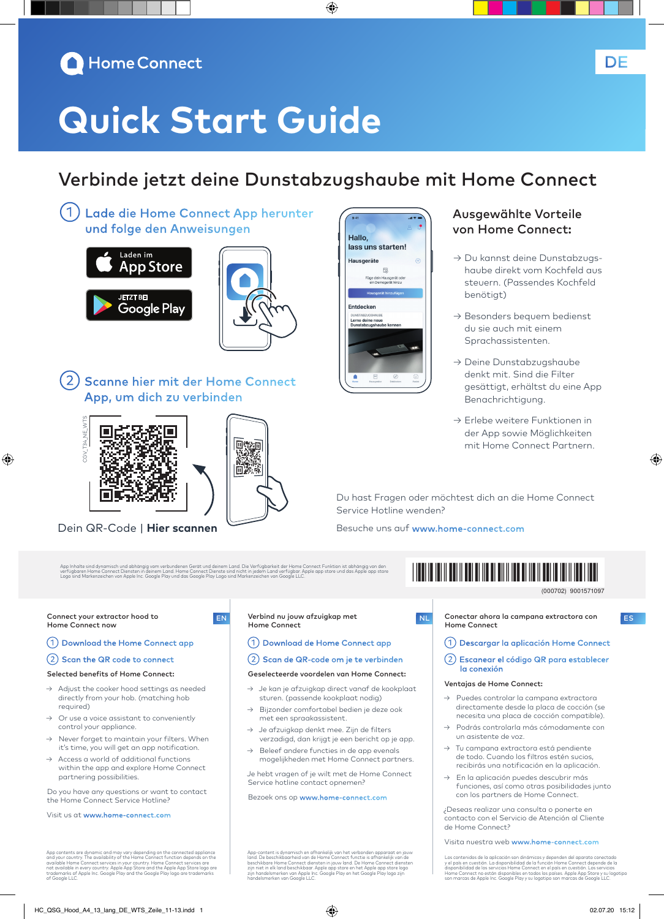Home Connect

DE

# Quick Start Guide

## Verbinde jetzt deine Dunstabzugshaube mit Home Connect

### 1 Lade die Home Connect App herunter und folge den Anweisungen

Laden im App Store

JETZT BEI Google Play

### 2 Scanne hier mit der Home Connect App, um dich zu verbinden

CGV_T34_NE_WTS

Dein QR-Code | **Hier scannen**

### Ausgewählte Vorteile von Home Connect:

- → Du kannst deine Dunstabzugshaube direkt vom Kochfeld aus steuern. (Passendes Kochfeld benötigt)
- → Besonders bequem bedienst du sie auch mit einem Sprachassistenten.
- → Deine Dunstabzugshaube denkt mit. Sind die Filter gesättigt, erhältst du eine App Benachrichtigung.
- → Erlebe weitere Funktionen in der App sowie Möglichkeiten mit Home Connect Partnern.

Du hast Fragen oder möchtest dich an die Home Connect Service Hotline wenden?

Besuche uns auf **www.home-connect.com**

App Inhalte sind dynamisch und abhängig vom verbundenen Gerät und deinem Land. Die Verfügbarkeit der Home Connect Funktion ist abhängig von den verfügbaren Home Connect Diensten in deinem Land. Home Connect Dienste sind nicht in jedem Land verfügbar. Apple app store und das Apple app store Logo sind Markenzeichen von Apple Inc. Google Play und das Google Play Logo sind Markenzeichen von Google LLC.

(000702) 9001571097

---

**EN**

**Connect your extractor hood to Home Connect now**

1. Download the Home Connect app
2. Scan the QR code to connect

**Selected benefits of Home Connect:**

- → Adjust the cooker hood settings as needed directly from your hob. (matching hob required)
- → Or use a voice assistant to conveniently control your appliance.
- → Never forget to maintain your filters. When it's time, you will get an app notification.
- → Access a world of additional functions within the app and explore Home Connect partnering possibilities.

Do you have any questions or want to contact the Home Connect Service Hotline?

Visit us at **www.home-connect.com**

App contents are dynamic and may vary depending on the connected appliance and your country. The availability of the Home Connect function depends on the available Home Connect services in your country. Home Connect services are not available in every country. Apple App Store and the Apple App Store logo are trademarks of Apple Inc. Google Play and the Google Play logo are trademarks of Google LLC.

---

**NL**

**Verbind nu jouw afzuigkap met Home Connect**

1. Download de Home Connect app
2. Scan de QR-code om je te verbinden

**Geselecteerde voordelen van Home Connect:**

- → Je kan je afzuigkap direct vanaf de kookplaat sturen. (passende kookplaat nodig)
- → Bijzonder comfortabel bedien je deze ook met een spraakassistent.
- → Je afzuigkap denkt mee. Zijn de filters verzadigd, dan krijgt je een bericht op je app.
- → Beleef andere functies in de app evenals mogelijkheden met Home Connect partners.

Je hebt vragen of je wilt met de Home Connect Service hotline contact opnemen?

Bezoek ons op **www.home-connect.com**

App-content is dynamisch en afhankelijk van het verbonden apparaat en jouw land. De beschikbaarheid van de Home Connect functie is afhankelijk van de beschikbare Home Connect diensten in jouw land. De Home Connect diensten zijn niet in elk land beschikbaar. Apple app store en het Apple app store logo zijn handelsmerken van Apple Inc. Google Play en het Google Play logo zijn handelsmerken van Google LLC.

---

**ES**

**Conectar ahora la campana extractora con Home Connect**

1. Descargar la aplicación Home Connect
2. Escanear el código QR para establecer la conexión

**Ventajas de Home Connect:**

- → Puedes controlar la campana extractora directamente desde la placa de cocción (se necesita una placa de cocción compatible).
- → Podrás controlarla más cómodamente con un asistente de voz.
- → Tu campana extractora está pendiente de todo. Cuando los filtros estén sucios, recibirás una notificación en la aplicación.
- → En la aplicación puedes descubrir más funciones, así como otras posibilidades junto con los partners de Home Connect.

¿Deseas realizar una consulta o ponerte en contacto con el Servicio de Atención al Cliente de Home Connect?

Visita nuestra web **www.home-connect.com**

Los contenidos de la aplicación son dinámicos y dependen del aparato conectado y el país en cuestión. La disponibilidad de la función Home Connect depende de la disponibilidad de los servicios Home Connect en el país en cuestión. Los servicios Home Connect no están disponibles en todos los países. Apple App Store y su logotipo son marcas de Apple Inc. Google Play y su logotipo son marcas de Google LLC.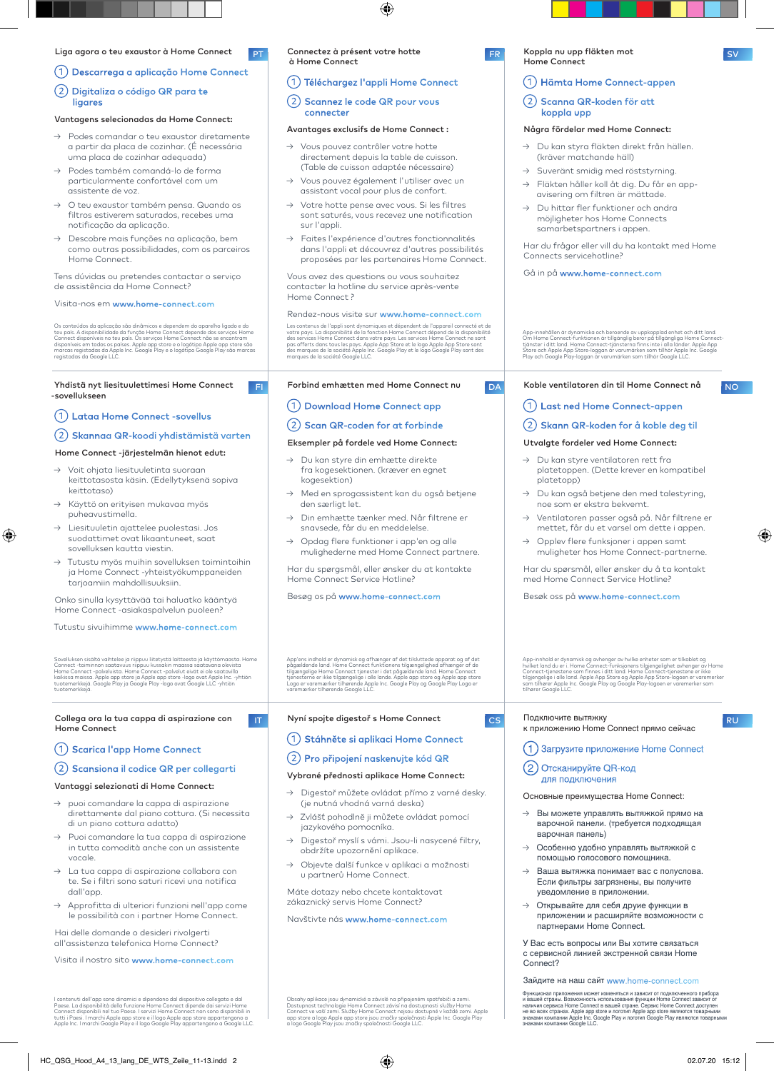## Liga agora o teu exaustor à Home Connect

PT

1. Descarrega a aplicação Home Connect
2. Digitaliza o código QR para te ligares

**Vantagens selecionadas da Home Connect:**

→ Podes comandar o teu exaustor diretamente a partir da placa de cozinhar. (É necessária uma placa de cozinhar adequada)

→ Podes também comandá-lo de forma particularmente confortável com um assistente de voz.

→ O teu exaustor também pensa. Quando os filtros estiverem saturados, recebes uma notificação da aplicação.

→ Descobre mais funções na aplicação, bem como outras possibilidades, com os parceiros Home Connect.

Tens dúvidas ou pretendes contactar o serviço de assistência da Home Connect?

Visita-nos em **www.home-connect.com**

Os conteúdos da aplicação são dinâmicos e dependem do aparelho ligado e do teu país. A disponibilidade da função Home Connect depende dos serviços Home Connect disponíveis no teu país. Os serviços Home Connect não se encontram disponíveis em todos os países. Apple app store e o logótipo Apple app store são marcas registadas da Apple Inc. Google Play e o logótipo Google Play são marcas registadas da Google LLC.

## Connectez à présent votre hotte à Home Connect

FR

1. Téléchargez l'appli Home Connect
2. Scannez le code QR pour vous connecter

**Avantages exclusifs de Home Connect :**

→ Vous pouvez contrôler votre hotte directement depuis la table de cuisson. (Table de cuisson adaptée nécessaire)

→ Vous pouvez également l'utiliser avec un assistant vocal pour plus de confort.

→ Votre hotte pense avec vous. Si les filtres sont saturés, vous recevez une notification sur l'appli.

→ Faites l'expérience d'autres fonctionnalités dans l'appli et découvrez d'autres possibilités proposées par les partenaires Home Connect.

Vous avez des questions ou vous souhaitez contacter la hotline du service après-vente Home Connect ?

Rendez-nous visite sur **www.home-connect.com**

Les contenus de l'appli sont dynamiques et dépendent de l'appareil connecté et de votre pays. La disponibilité de la fonction Home Connect dépend de la disponibilité des services Home Connect dans votre pays. Les services Home Connect ne sont pas offerts dans tous les pays. Apple App Store et le logo Apple App Store sont des marques de la société Apple Inc. Google Play et le logo Google Play sont des marques de la société Google LLC.

## Koppla nu upp fläkten mot Home Connect

SV

1. Hämta Home Connect-appen
2. Scanna QR-koden för att koppla upp

**Några fördelar med Home Connect:**

→ Du kan styra fläkten direkt från hällen. (kräver matchande häll)

→ Suveränt smidig med röststyrning.

→ Fläkten håller koll åt dig. Du får en app-avisering om filtren är mättade.

→ Du hittar fler funktioner och andra möjligheter hos Home Connects samarbetspartners i appen.

Har du frågor eller vill du ha kontakt med Home Connects servicehotline?

Gå in på **www.home-connect.com**

App-innehållen är dynamiska och beroende av uppkopplad enhet och ditt land. Om Home Connect-funktionen är tillgänglig beror på tillgängliga Home Connect-tjänster i ditt land. Home Connect-tjänsterna finns inte i alla länder. Apple App Store och Apple App Store-loggan är varumärken som tillhör Apple Inc. Google Play och Google Play-loggan är varumärken som tillhör Google LLC.

## Yhdistä nyt liesituulettimesi Home Connect -sovellukseen

FI

1. Lataa Home Connect -sovellus
2. Skannaa QR-koodi yhdistämistä varten

**Home Connect -järjestelmän hienot edut:**

→ Voit ohjata liesituuletinta suoraan keittotasosta käsin. (Edellyttää sopivaa keittotasoa)

→ Käyttö on erityisen mukavaa myös puheavustimella.

→ Liesituuletin ajattelee puolestasi. Jos suodattimet ovat likaantuneet, saat sovelluksen kautta viestin.

→ Tutustu myös muihin sovelluksen toimintoihin ja Home Connect -yhteistyökumppaneiden tarjoamiin mahdollisuuksiin.

Onko sinulla kysyttävää tai haluatko kääntyä Home Connect -asiakaspalvelun puoleen?

Tutustu sivuihimme **www.home-connect.com**

Sovelluksen sisältö vaihtelee ja riippuu liitetysta laitteesta ja käyttömaasta. Home Connect -toiminnon saatavuus riippuu kussakin maassa saatavana olevista Home Connect -palveluista. Home Connect -palvelut eivät ei ole saatavilla kaikissa maissa. Apple app store ja Apple app store -logo ovat Apple Inc. -yhtiön tavaramerkkejä. Google Play ja Google Play -logo ovat Google LLC -yhtiön tavaramerkkejä.

## Forbind emhætten med Home Connect nu

DA

1. Download Home Connect app
2. Scan QR-koden for at forbinde

**Eksempler på fordele ved Home Connect:**

→ Du kan styre din emhætte direkte fra kogesektionen. (kræver en egnet kogesektion)

→ Med en sprogassistent kan du også betjene den særligt let.

→ Din emhætte tænker med. Når filtrene er snavsede, får du en meddelelse.

→ Opdag flere funktioner i app'en og alle mulighederne med Home Connect partnere.

Har du spørgsmål, eller ønsker du at kontakte Home Connect Service Hotline?

Besøg os på **www.home-connect.com**

App'ens indhold er dynamisk og afhænger af det tilsluttede apparat og af det pågældende land. Home Connect funktionens tilgængelighed afhænger af de tilgængelige Home Connect tjenester i det pågældende land. Home Connect tjenesterne er ikke tilgængelige i alle lande. Apple app store og Apple app store Logo er varemærker tilhørende Apple Inc. Google Play og Google Play Logo er varemærker tilhørende Google LLC.

## Koble ventilatoren din til Home Connect nå

NO

1. Last ned Home Connect-appen
2. Skann QR-koden for å koble deg til

**Utvalgte fordeler ved Home Connect:**

→ Du kan styre ventilatoren rett fra platetoppen. (Dette krever en kompatibel platetopp)

→ Du kan også betjene den med talestyring, noe som er ekstra bekvemt.

→ Ventilatoren passer også på. Når filtrene er mettet, får du et varsel om dette i appen.

→ Opplev flere funksjoner i appen samt muligheter hos Home Connect-partnerne.

Har du spørsmål, eller ønsker du å ta kontakt med Home Connect Service Hotline?

Besøk oss på **www.home-connect.com**

App-innhold er dynamisk og avhenger av hvilke enheter som er tilkoblet og hvilket land du er i. Home Connect-funksjonens tilgjengelighet avhenger av Home Connect-tjenestene som finnes i ditt land. Home Connect-tjenestene er ikke tilgjengelige i alle land. Apple App Store og Apple App Store-logoen er varemerker som tilhører Apple Inc. Google Play og Google Play-logoen er varemerker som tilhører Google LLC.

## Collega ora la tua cappa di aspirazione con Home Connect

IT

1. Scarica l'app Home Connect
2. Scansiona il codice QR per collegarti

**Vantaggi selezionati di Home Connect:**

→ puoi comandare la cappa di aspirazione direttamente dal piano cottura. (Si necessita di un piano cottura adatto)

→ Puoi comandare la tua cappa di aspirazione in tutta comodità anche con un assistente vocale.

→ La tua cappa di aspirazione collabora con te. Se i filtri sono saturi ricevi una notifica dall'app.

→ Approfitta di ulteriori funzioni nell'app come le possibilità con i partner Home Connect.

Hai delle domande o desideri rivolgerti all'assistenza telefonica Home Connect?

Visita il nostro sito **www.home-connect.com**

I contenuti dell'app sono dinamici e dipendono dal dispositivo collegato e dal Paese. La disponibilità della funzione Home Connect dipende dai servizi Home Connect disponibili nel tuo Paese. I servizi Home Connect non sono disponibili in tutti i Paesi. I marchi Apple app store e il logo Apple app store appartengono a Apple Inc. I marchi Google Play e il logo Google Play appartengono a Google LLC.

## Nyní spojte digestoř s Home Connect

CS

1. Stáhněte si aplikaci Home Connect
2. Pro připojení naskenujte kód QR

**Vybrané přednosti aplikace Home Connect:**

→ Digestoř můžete ovládat přímo z varné desky. (je nutná vhodná varná deska)

→ Zvlášť pohodlně ji můžete ovládat pomocí jazykového pomocníka.

→ Digestoř myslí s vámi. Jsou-li nasycené filtry, obdržíte upozornění aplikace.

→ Objevte další funkce v aplikaci a možnosti u partnerů Home Connect.

Máte dotazy nebo chcete kontaktovat zákaznický servis Home Connect?

Navštivte nás **www.home-connect.com**

Obsahy aplikace jsou dynamické a závisí na připojeném spotřebiči a zemi. Dostupnost technologie Home Connect závisí na dostupnosti služby Home Connect ve vaší zemi. Služby Home Connect nejsou dostupné v každé zemi. Apple app store a logo Apple app store jsou značky společnosti Apple Inc. Google Play a logo Google Play jsou značky společnosti Google LLC.

## Подключите вытяжку к приложению Home Connect прямо сейчас

RU

1. Загрузите приложение Home Connect
2. Отсканируйте QR-код для подключения

**Основные преимущества Home Connect:**

→ Вы можете управлять вытяжкой прямо на варочной панели. (требуется подходящая варочная панель)

→ Особенно удобно управлять вытяжкой с помощью голосового помощника.

→ Ваша вытяжка понимает вас с полуслова. Если фильтры загрязнены, вы получите уведомление в приложении.

→ Открывайте для себя другие функции в приложении и расширяйте возможности с партнерами Home Connect.

У Вас есть вопросы или Вы хотите связаться с сервисной линией экстренной связи Home Connect?

Зайдите на наш сайт www.home-connect.com

Функционал приложения может изменяться и зависит от подключенного прибора и вашей страны. Возможность использования функции Home Connect зависит от наличия сервиса Home Connect в вашей стране. Сервис Home Connect доступен не во всех странах. Apple app store и логотип Apple app store являются товарными знаками компании Apple Inc. Google Play и логотип Google Play являются товарными знаками компании Google LLC.